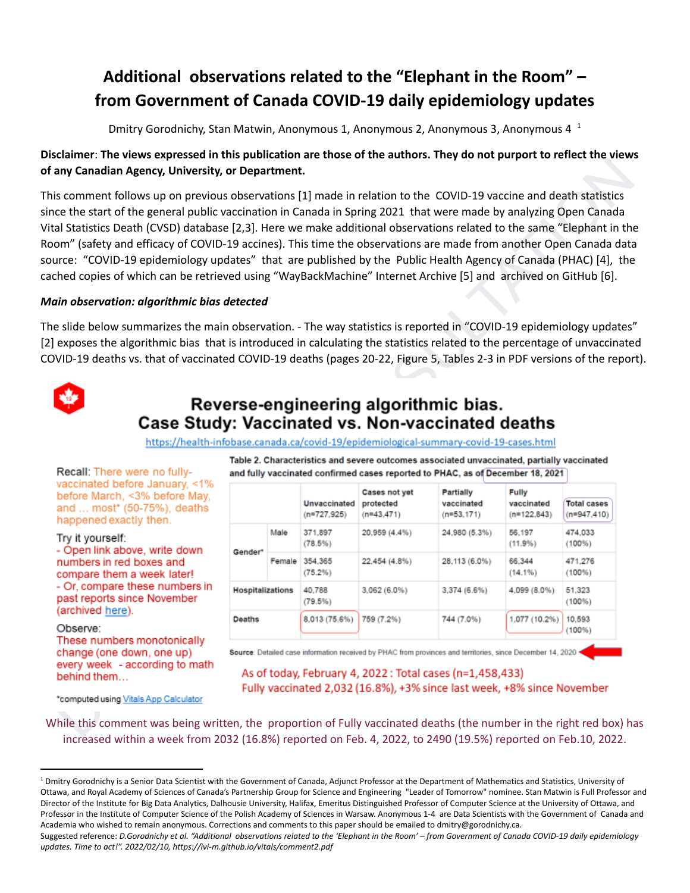# Additional observations related to the "Elephant in the Room" – from Government of Canada COVID-19 daily epidemiology updates

Dmitry Gorodnichy, Stan Matwin, Anonymous 1, Anonymous 2, Anonymous 3, Anonymous 4 [1]

**Disclaimer**: **The views expressed in this publication are those of the authors. They do not purport to reflect the views of any Canadian Agency, University, or Department.**

This comment follows up on previous observations [1] made in relation to the COVID-19 vaccine and death statistics since the start of the general public vaccination in Canada in Spring 2021 that were made by analyzing Open Canada Vital Statistics Death (CVSD) database [2,3]. Here we make additional observations related to the same "Elephant in the Room" (safety and efficacy of COVID-19 accines). This time the observations are made from another Open Canada data source: "COVID-19 epidemiology updates" that are published by the Public Health Agency of Canada (PHAC) [4], the cached copies of which can be retrieved using "WayBackMachine" Internet Archive [5] and archived on GitHub [6].

***Main observation: algorithmic bias detected***

The slide below summarizes the main observation. - The way statistics is reported in "COVID-19 epidemiology updates" [2] exposes the algorithmic bias that is introduced in calculating the statistics related to the percentage of unvaccinated COVID-19 deaths vs. that of vaccinated COVID-19 deaths (pages 20-22, Figure 5, Tables 2-3 in PDF versions of the report).

## Reverse-engineering algorithmic bias. Case Study: Vaccinated vs. Non-vaccinated deaths

https://health-infobase.canada.ca/covid-19/epidemiological-summary-covid-19-cases.html

Recall: There were no fully-vaccinated before January, <1% before March, <3% before May, and … most* (50-75%), deaths happened exactly then.

Try it yourself:
- Open link above, write down numbers in red boxes and compare them a week later!
- Or, compare these numbers in past reports since November (archived here).

Observe:
These numbers monotonically change (one down, one up) every week - according to math behind them…

*computed using Vitals App Calculator

**Table 2. Characteristics and severe outcomes associated unvaccinated, partially vaccinated and fully vaccinated confirmed cases reported to PHAC, as of December 18, 2021**

| | | Unvaccinated (n=727,925) | Cases not yet protected (n=43,471) | Partially vaccinated (n=53,171) | Fully vaccinated (n=122,843) | Total cases (n=947,410) |
|---|---|---|---|---|---|---|
| Gender* | Male | 371,897 (78.5%) | 20,959 (4.4%) | 24,980 (5.3%) | 56,197 (11.9%) | 474,033 (100%) |
| | Female | 354,365 (75.2%) | 22,454 (4.8%) | 28,113 (6.0%) | 66,344 (14.1%) | 471,276 (100%) |
| Hospitalizations | | 40,788 (79.5%) | 3,062 (6.0%) | 3,374 (6.6%) | 4,099 (8.0%) | 51,323 (100%) |
| Deaths | | 8,013 (75.6%) | 759 (7.2%) | 744 (7.0%) | 1,077 (10.2%) | 10,593 (100%) |

Source: Detailed case information received by PHAC from provinces and territories, since December 14, 2020

As of today, February 4, 2022 : Total cases (n=1,458,433)
Fully vaccinated 2,032 (16.8%), +3% since last week, +8% since November

While this comment was being written, the proportion of Fully vaccinated deaths (the number in the right red box) has increased within a week from 2032 (16.8%) reported on Feb. 4, 2022, to 2490 (19.5%) reported on Feb.10, 2022.

---

[1] Dmitry Gorodnichy is a Senior Data Scientist with the Government of Canada, Adjunct Professor at the Department of Mathematics and Statistics, University of Ottawa, and Royal Academy of Sciences of Canada's Partnership Group for Science and Engineering "Leader of Tomorrow" nominee. Stan Matwin is Full Professor and Director of the Institute for Big Data Analytics, Dalhousie University, Halifax, Emeritus Distinguished Professor of Computer Science at the University of Ottawa, and Professor in the Institute of Computer Science of the Polish Academy of Sciences in Warsaw. Anonymous 1-4 are Data Scientists with the Government of Canada and Academia who wished to remain anonymous. Corrections and comments to this paper should be emailed to dmitry@gorodnichy.ca.
Suggested reference: *D.Gorodnichy et al. "Additional observations related to the 'Elephant in the Room' – from Government of Canada COVID-19 daily epidemiology updates. Time to act!". 2022/02/10, https://ivi-m.github.io/vitals/comment2.pdf*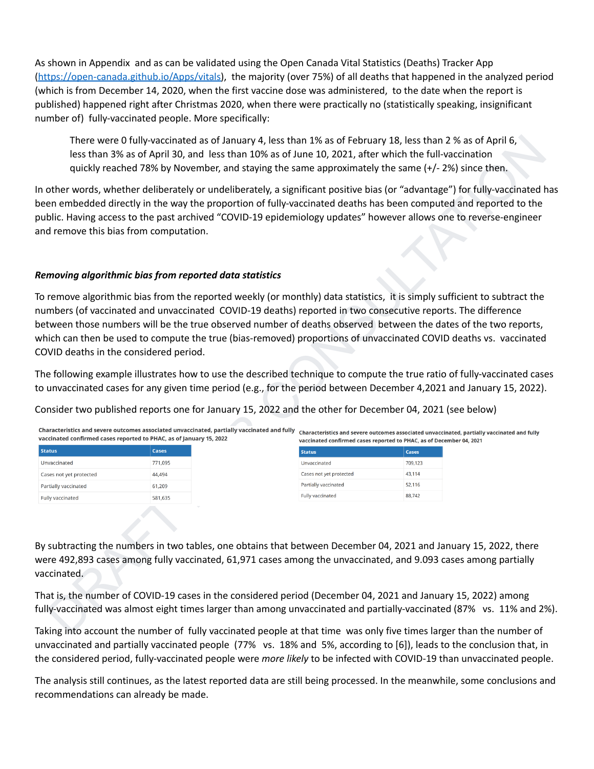As shown in Appendix and as can be validated using the Open Canada Vital Statistics (Deaths) Tracker App (https://open-canada.github.io/Apps/vitals), the majority (over 75%) of all deaths that happened in the analyzed period (which is from December 14, 2020, when the first vaccine dose was administered, to the date when the report is published) happened right after Christmas 2020, when there were practically no (statistically speaking, insignificant number of) fully-vaccinated people. More specifically:

> There were 0 fully-vaccinated as of January 4, less than 1% as of February 18, less than 2 % as of April 6, less than 3% as of April 30, and less than 10% as of June 10, 2021, after which the full-vaccination quickly reached 78% by November, and staying the same approximately the same (+/- 2%) since then.

In other words, whether deliberately or undeliberately, a significant positive bias (or "advantage") for fully-vaccinated has been embedded directly in the way the proportion of fully-vaccinated deaths has been computed and reported to the public. Having access to the past archived "COVID-19 epidemiology updates" however allows one to reverse-engineer and remove this bias from computation.

### *Removing algorithmic bias from reported data statistics*

To remove algorithmic bias from the reported weekly (or monthly) data statistics, it is simply sufficient to subtract the numbers (of vaccinated and unvaccinated COVID-19 deaths) reported in two consecutive reports. The difference between those numbers will be the true observed number of deaths observed between the dates of the two reports, which can then be used to compute the true (bias-removed) proportions of unvaccinated COVID deaths vs. vaccinated COVID deaths in the considered period.

The following example illustrates how to use the described technique to compute the true ratio of fully-vaccinated cases to unvaccinated cases for any given time period (e.g., for the period between December 4,2021 and January 15, 2022).

Consider two published reports one for January 15, 2022 and the other for December 04, 2021 (see below)

**Characteristics and severe outcomes associated unvaccinated, partially vaccinated and fully vaccinated confirmed cases reported to PHAC, as of January 15, 2022**

| Status | Cases |
|---|---|
| Unvaccinated | 771,095 |
| Cases not yet protected | 44,494 |
| Partially vaccinated | 61,209 |
| Fully vaccinated | 581,635 |

**Characteristics and severe outcomes associated unvaccinated, partially vaccinated and fully vaccinated confirmed cases reported to PHAC, as of December 04, 2021**

| Status | Cases |
|---|---|
| Unvaccinated | 709,123 |
| Cases not yet protected | 43,114 |
| Partially vaccinated | 52,116 |
| Fully vaccinated | 88,742 |

By subtracting the numbers in two tables, one obtains that between December 04, 2021 and January 15, 2022, there were 492,893 cases among fully vaccinated, 61,971 cases among the unvaccinated, and 9.093 cases among partially vaccinated.

That is, the number of COVID-19 cases in the considered period (December 04, 2021 and January 15, 2022) among fully-vaccinated was almost eight times larger than among unvaccinated and partially-vaccinated (87% vs. 11% and 2%).

Taking into account the number of fully vaccinated people at that time was only five times larger than the number of unvaccinated and partially vaccinated people (77% vs. 18% and 5%, according to [6]), leads to the conclusion that, in the considered period, fully-vaccinated people were *more likely* to be infected with COVID-19 than unvaccinated people.

The analysis still continues, as the latest reported data are still being processed. In the meanwhile, some conclusions and recommendations can already be made.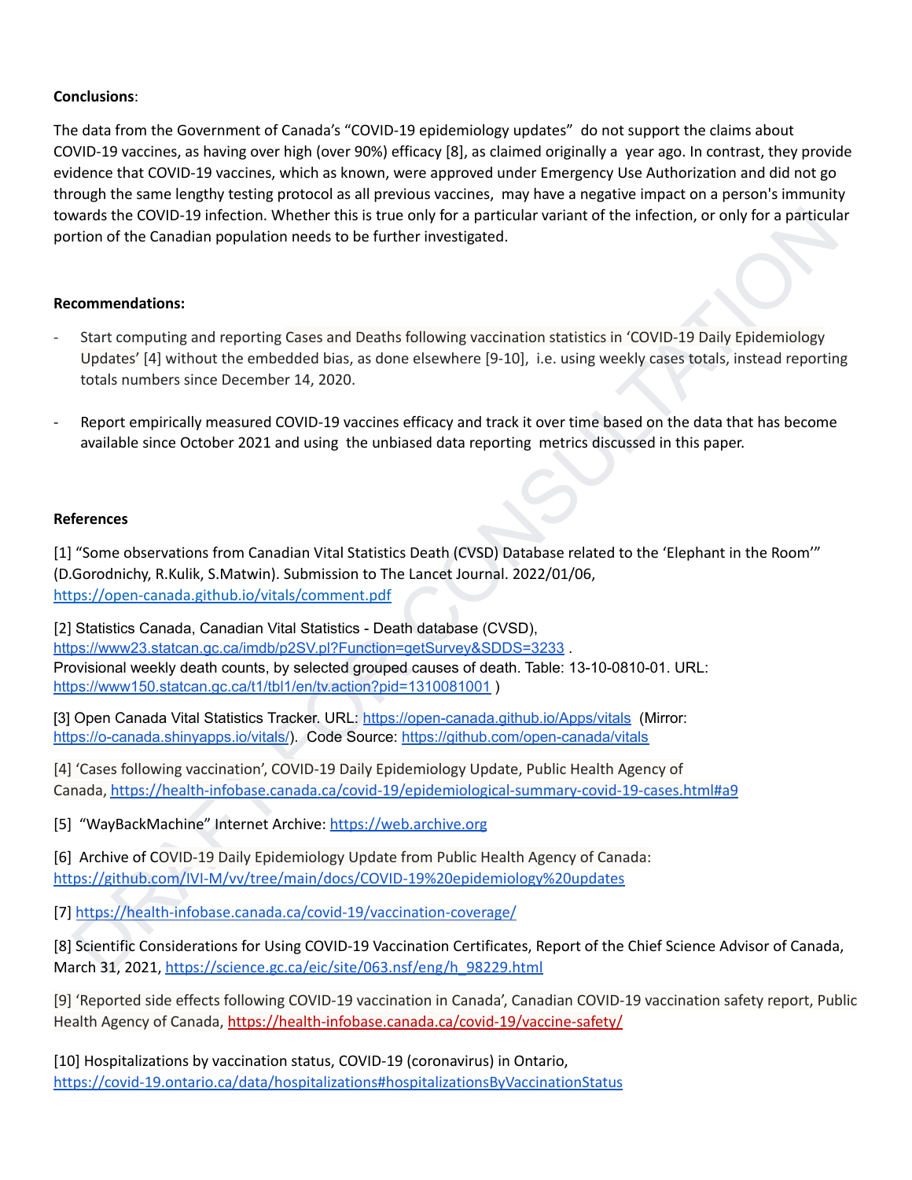**Conclusions**:

The data from the Government of Canada's "COVID-19 epidemiology updates" do not support the claims about COVID-19 vaccines, as having over high (over 90%) efficacy [8], as claimed originally a year ago. In contrast, they provide evidence that COVID-19 vaccines, which as known, were approved under Emergency Use Authorization and did not go through the same lengthy testing protocol as all previous vaccines, may have a negative impact on a person's immunity towards the COVID-19 infection. Whether this is true only for a particular variant of the infection, or only for a particular portion of the Canadian population needs to be further investigated.

**Recommendations:**

- Start computing and reporting Cases and Deaths following vaccination statistics in 'COVID-19 Daily Epidemiology Updates' [4] without the embedded bias, as done elsewhere [9-10], i.e. using weekly cases totals, instead reporting totals numbers since December 14, 2020.

- Report empirically measured COVID-19 vaccines efficacy and track it over time based on the data that has become available since October 2021 and using the unbiased data reporting metrics discussed in this paper.

**References**

[1] "Some observations from Canadian Vital Statistics Death (CVSD) Database related to the 'Elephant in the Room'" (D.Gorodnichy, R.Kulik, S.Matwin). Submission to The Lancet Journal. 2022/01/06, https://open-canada.github.io/vitals/comment.pdf

[2] Statistics Canada, Canadian Vital Statistics - Death database (CVSD), https://www23.statcan.gc.ca/imdb/p2SV.pl?Function=getSurvey&SDDS=3233 .
Provisional weekly death counts, by selected grouped causes of death. Table: 13-10-0810-01. URL: https://www150.statcan.gc.ca/t1/tbl1/en/tv.action?pid=1310081001 )

[3] Open Canada Vital Statistics Tracker. URL: https://open-canada.github.io/Apps/vitals (Mirror: https://o-canada.shinyapps.io/vitals/). Code Source: https://github.com/open-canada/vitals

[4] 'Cases following vaccination', COVID-19 Daily Epidemiology Update, Public Health Agency of Canada, https://health-infobase.canada.ca/covid-19/epidemiological-summary-covid-19-cases.html#a9

[5] "WayBackMachine" Internet Archive: https://web.archive.org

[6] Archive of COVID-19 Daily Epidemiology Update from Public Health Agency of Canada: https://github.com/IVI-M/vv/tree/main/docs/COVID-19%20epidemiology%20updates

[7] https://health-infobase.canada.ca/covid-19/vaccination-coverage/

[8] Scientific Considerations for Using COVID-19 Vaccination Certificates, Report of the Chief Science Advisor of Canada, March 31, 2021, https://science.gc.ca/eic/site/063.nsf/eng/h_98229.html

[9] 'Reported side effects following COVID-19 vaccination in Canada', Canadian COVID-19 vaccination safety report, Public Health Agency of Canada, https://health-infobase.canada.ca/covid-19/vaccine-safety/

[10] Hospitalizations by vaccination status, COVID-19 (coronavirus) in Ontario, https://covid-19.ontario.ca/data/hospitalizations#hospitalizationsByVaccinationStatus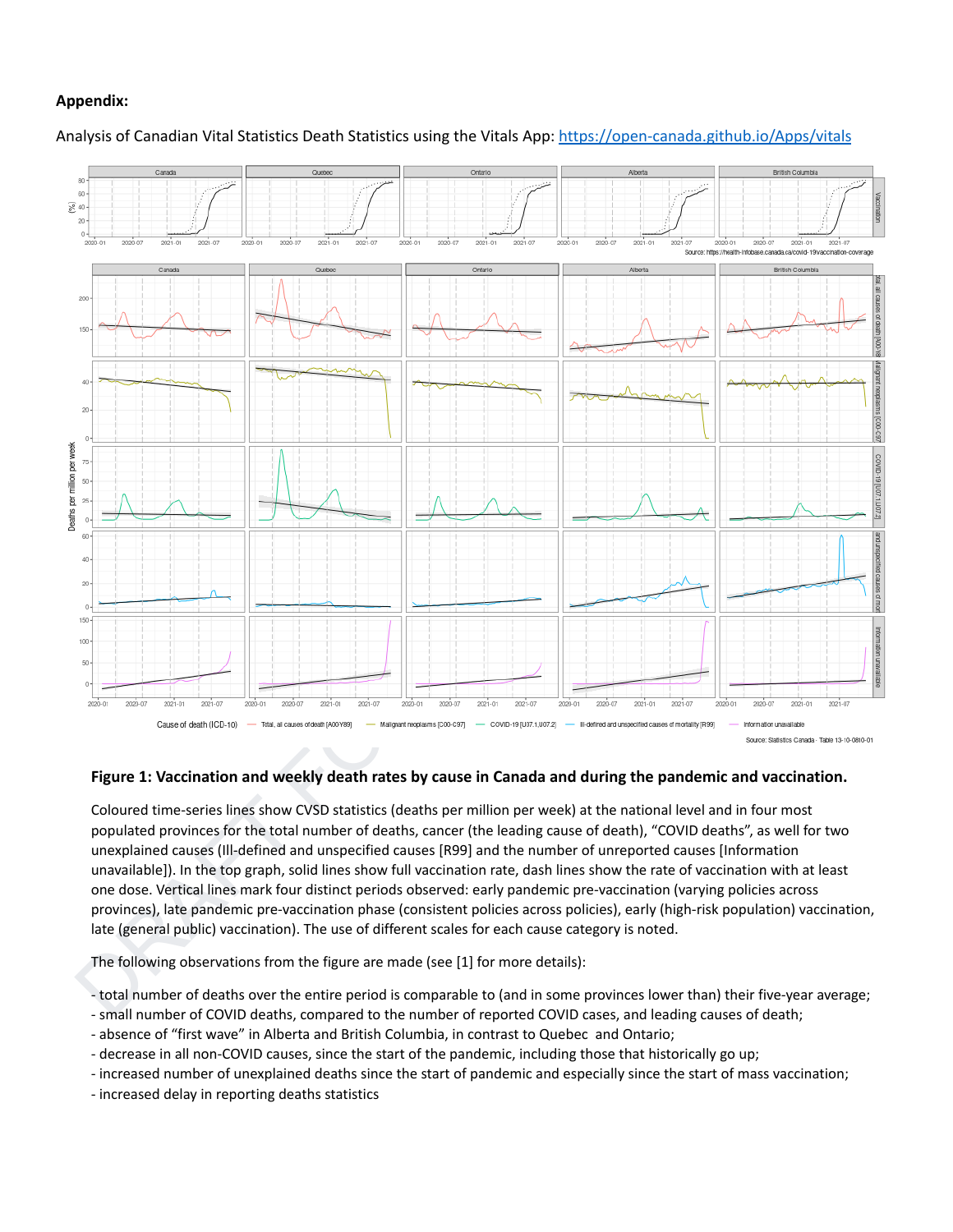**Appendix:**

Analysis of Canadian Vital Statistics Death Statistics using the Vitals App: https://open-canada.github.io/Apps/vitals

Canada
Quebec
Ontario
Alberta
British Columbia
Vaccination
(%)
80
60
40
20
0
2020-01
2020-07
2021-01
2021-07
Source: https://health-infobase.canada.ca/covid-19/vaccination-coverage

Deaths per million per week
Total, all causes of death [A00-Y89]
Malignant neoplasms [C00-C97]
COVID-19 [U07.1,U07.2]
Ill-defined and unspecified causes of mortality [R99]
Information unavailable

Cause of death (ICD-10)
Source: Statistics Canada - Table 13-10-0810-01

**Figure 1: Vaccination and weekly death rates by cause in Canada and during the pandemic and vaccination.**

Coloured time-series lines show CVSD statistics (deaths per million per week) at the national level and in four most populated provinces for the total number of deaths, cancer (the leading cause of death), "COVID deaths", as well for two unexplained causes (Ill-defined and unspecified causes [R99] and the number of unreported causes [Information unavailable]). In the top graph, solid lines show full vaccination rate, dash lines show the rate of vaccination with at least one dose. Vertical lines mark four distinct periods observed: early pandemic pre-vaccination (varying policies across provinces), late pandemic pre-vaccination phase (consistent policies across policies), early (high-risk population) vaccination, late (general public) vaccination). The use of different scales for each cause category is noted.

The following observations from the figure are made (see [1] for more details):

- total number of deaths over the entire period is comparable to (and in some provinces lower than) their five-year average;
- small number of COVID deaths, compared to the number of reported COVID cases, and leading causes of death;
- absence of "first wave" in Alberta and British Columbia, in contrast to Quebec and Ontario;
- decrease in all non-COVID causes, since the start of the pandemic, including those that historically go up;
- increased number of unexplained deaths since the start of pandemic and especially since the start of mass vaccination;
- increased delay in reporting deaths statistics